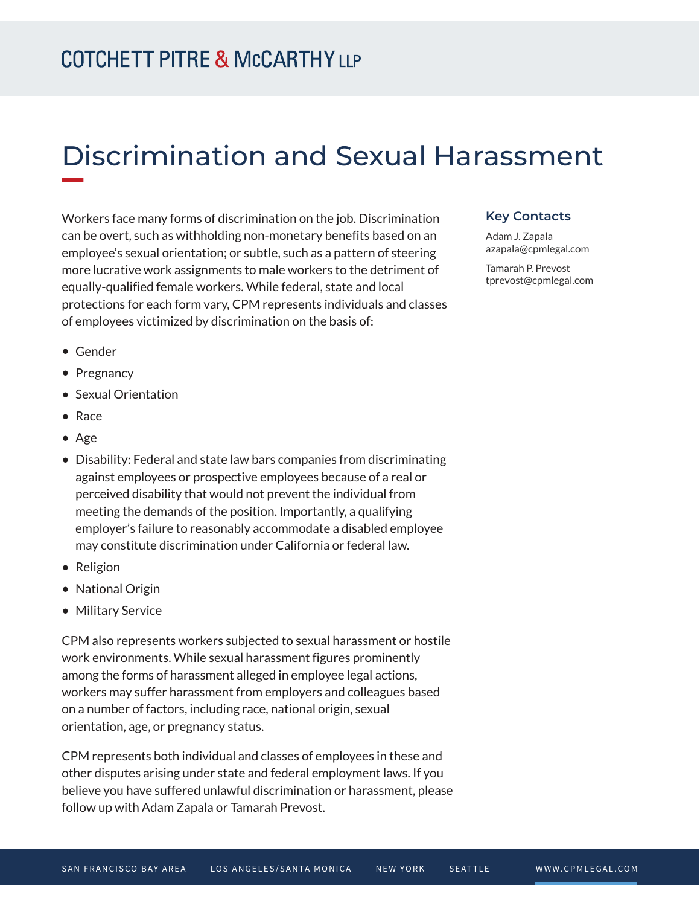COTCHETT PITRE & McCARTHY LLP

# Discrimination and Sexual Harassment

Workers face many forms of discrimination on the job. Discrimination can be overt, such as withholding non-monetary benefits based on an employee's sexual orientation; or subtle, such as a pattern of steering more lucrative work assignments to male workers to the detriment of equally-qualified female workers. While federal, state and local protections for each form vary, CPM represents individuals and classes of employees victimized by discrimination on the basis of:

- Gender
- Pregnancy
- Sexual Orientation
- Race
- Age
- Disability: Federal and state law bars companies from discriminating against employees or prospective employees because of a real or perceived disability that would not prevent the individual from meeting the demands of the position. Importantly, a qualifying employer's failure to reasonably accommodate a disabled employee may constitute discrimination under California or federal law.
- Religion
- National Origin
- Military Service

CPM also represents workers subjected to sexual harassment or hostile work environments. While sexual harassment figures prominently among the forms of harassment alleged in employee legal actions, workers may suffer harassment from employers and colleagues based on a number of factors, including race, national origin, sexual orientation, age, or pregnancy status.

CPM represents both individual and classes of employees in these and other disputes arising under state and federal employment laws. If you believe you have suffered unlawful discrimination or harassment, please follow up with Adam Zapala or Tamarah Prevost.

### Key Contacts

Adam J. Zapala
azapala@cpmlegal.com

Tamarah P. Prevost
tprevost@cpmlegal.com

SAN FRANCISCO BAY AREA LOS ANGELES/SANTA MONICA NEW YORK SEATTLE WWW.CPMLEGAL.COM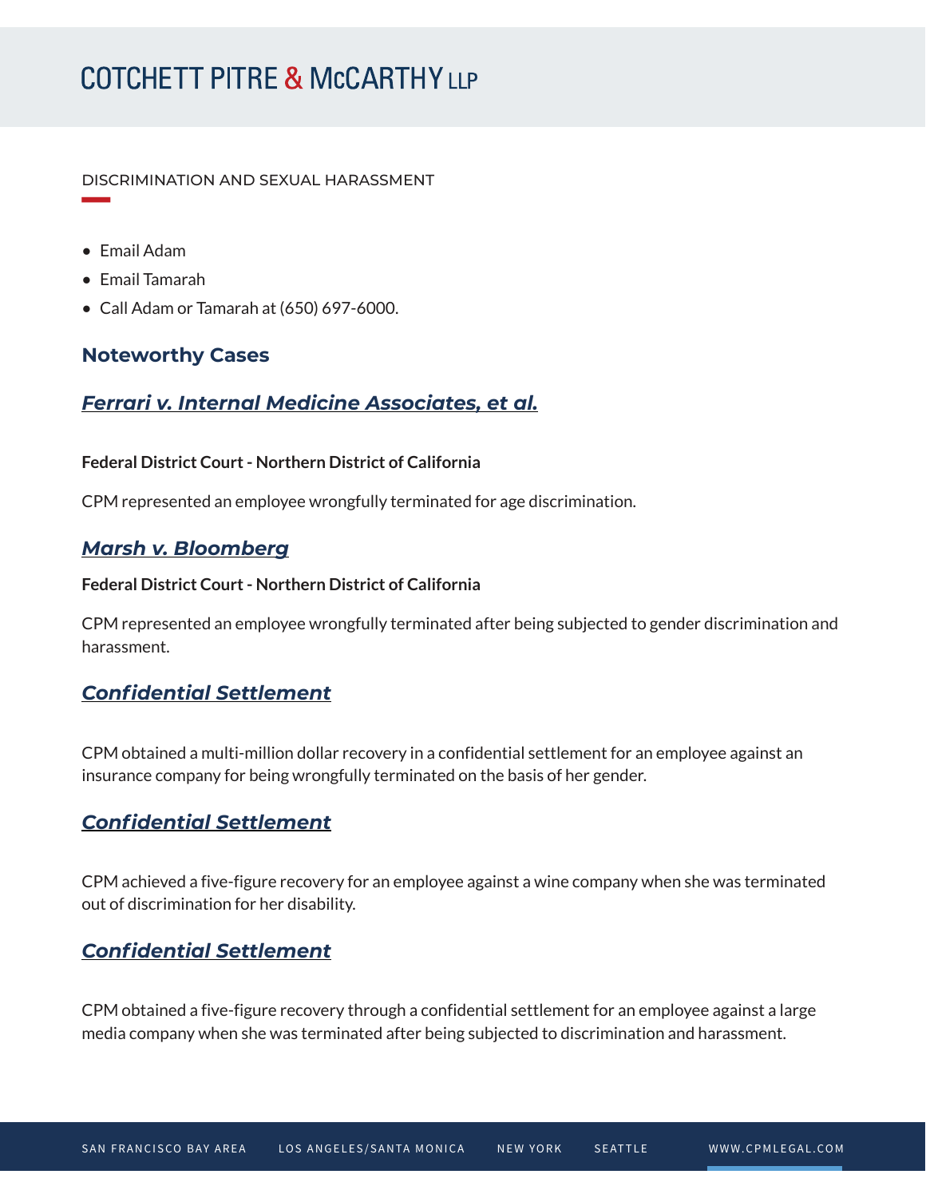DISCRIMINATION AND SEXUAL HARASSMENT

- Email Adam
- Email Tamarah
- Call Adam or Tamarah at (650) 697-6000.

## Noteworthy Cases

### *Ferrari v. Internal Medicine Associates, et al.*

**Federal District Court - Northern District of California**

CPM represented an employee wrongfully terminated for age discrimination.

### *Marsh v. Bloomberg*

**Federal District Court - Northern District of California**

CPM represented an employee wrongfully terminated after being subjected to gender discrimination and harassment.

### *Confidential Settlement*

CPM obtained a multi-million dollar recovery in a confidential settlement for an employee against an insurance company for being wrongfully terminated on the basis of her gender.

### *Confidential Settlement*

CPM achieved a five-figure recovery for an employee against a wine company when she was terminated out of discrimination for her disability.

### *Confidential Settlement*

CPM obtained a five-figure recovery through a confidential settlement for an employee against a large media company when she was terminated after being subjected to discrimination and harassment.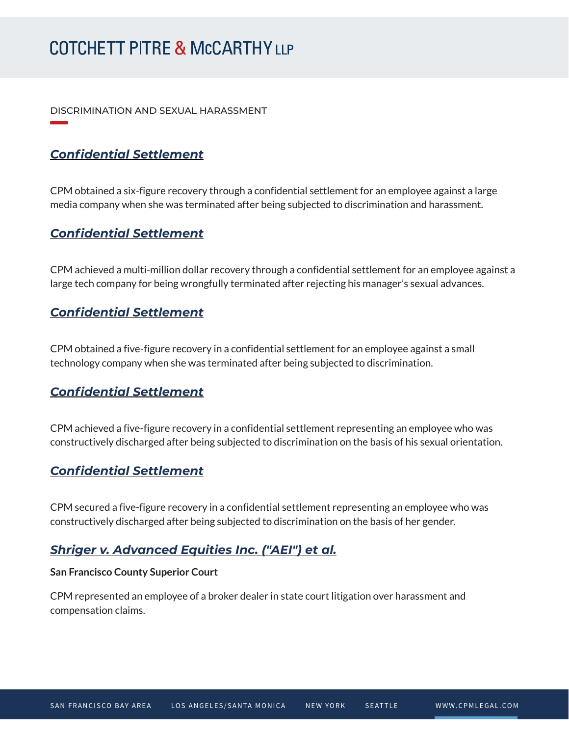DISCRIMINATION AND SEXUAL HARASSMENT

### ***Confidential Settlement***

CPM obtained a six-figure recovery through a confidential settlement for an employee against a large media company when she was terminated after being subjected to discrimination and harassment.

### ***Confidential Settlement***

CPM achieved a multi-million dollar recovery through a confidential settlement for an employee against a large tech company for being wrongfully terminated after rejecting his manager's sexual advances.

### ***Confidential Settlement***

CPM obtained a five-figure recovery in a confidential settlement for an employee against a small technology company when she was terminated after being subjected to discrimination.

### ***Confidential Settlement***

CPM achieved a five-figure recovery in a confidential settlement representing an employee who was constructively discharged after being subjected to discrimination on the basis of his sexual orientation.

### ***Confidential Settlement***

CPM secured a five-figure recovery in a confidential settlement representing an employee who was constructively discharged after being subjected to discrimination on the basis of her gender.

### ***Shriger v. Advanced Equities Inc. ("AEI") et al.***

**San Francisco County Superior Court**

CPM represented an employee of a broker dealer in state court litigation over harassment and compensation claims.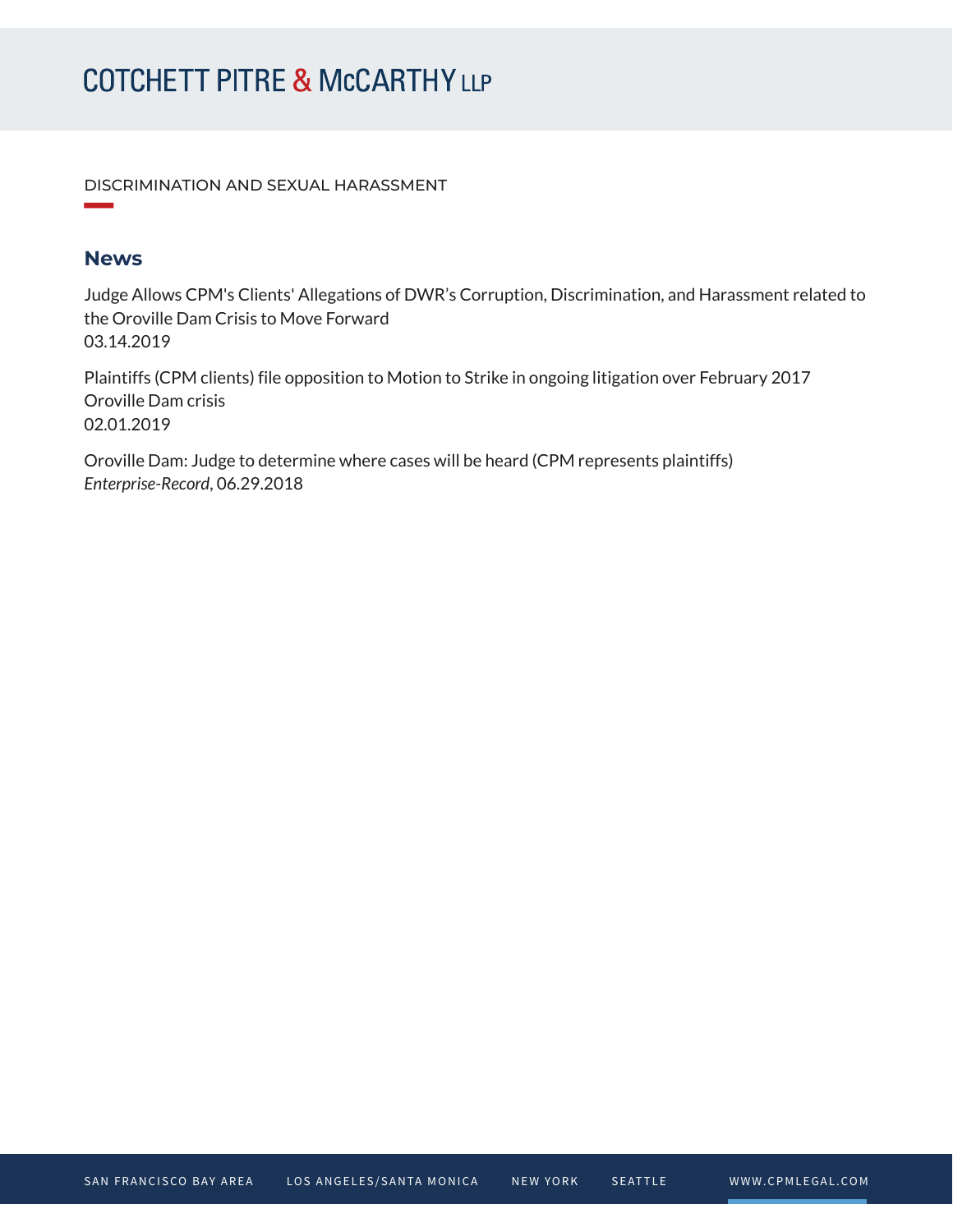DISCRIMINATION AND SEXUAL HARASSMENT

## News

Judge Allows CPM's Clients' Allegations of DWR's Corruption, Discrimination, and Harassment related to the Oroville Dam Crisis to Move Forward
03.14.2019

Plaintiffs (CPM clients) file opposition to Motion to Strike in ongoing litigation over February 2017 Oroville Dam crisis
02.01.2019

Oroville Dam: Judge to determine where cases will be heard (CPM represents plaintiffs)
*Enterprise-Record*, 06.29.2018